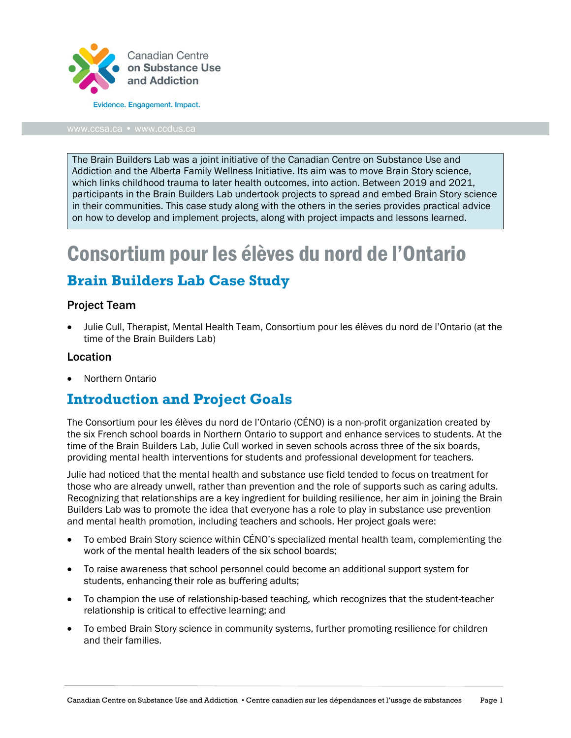Canadian Centre on Substance Use and Addiction

Evidence. Engagement. Impact.

www.ccsa.ca • www.ccdus.ca

> The Brain Builders Lab was a joint initiative of the Canadian Centre on Substance Use and Addiction and the Alberta Family Wellness Initiative. Its aim was to move Brain Story science, which links childhood trauma to later health outcomes, into action. Between 2019 and 2021, participants in the Brain Builders Lab undertook projects to spread and embed Brain Story science in their communities. This case study along with the others in the series provides practical advice on how to develop and implement projects, along with project impacts and lessons learned.

# Consortium pour les élèves du nord de l'Ontario

## Brain Builders Lab Case Study

### Project Team

- Julie Cull, Therapist, Mental Health Team, Consortium pour les élèves du nord de l'Ontario (at the time of the Brain Builders Lab)

### Location

- Northern Ontario

## Introduction and Project Goals

The Consortium pour les élèves du nord de l'Ontario (CÉNO) is a non-profit organization created by the six French school boards in Northern Ontario to support and enhance services to students. At the time of the Brain Builders Lab, Julie Cull worked in seven schools across three of the six boards, providing mental health interventions for students and professional development for teachers.

Julie had noticed that the mental health and substance use field tended to focus on treatment for those who are already unwell, rather than prevention and the role of supports such as caring adults. Recognizing that relationships are a key ingredient for building resilience, her aim in joining the Brain Builders Lab was to promote the idea that everyone has a role to play in substance use prevention and mental health promotion, including teachers and schools. Her project goals were:

- To embed Brain Story science within CÉNO's specialized mental health team, complementing the work of the mental health leaders of the six school boards;
- To raise awareness that school personnel could become an additional support system for students, enhancing their role as buffering adults;
- To champion the use of relationship-based teaching, which recognizes that the student-teacher relationship is critical to effective learning; and
- To embed Brain Story science in community systems, further promoting resilience for children and their families.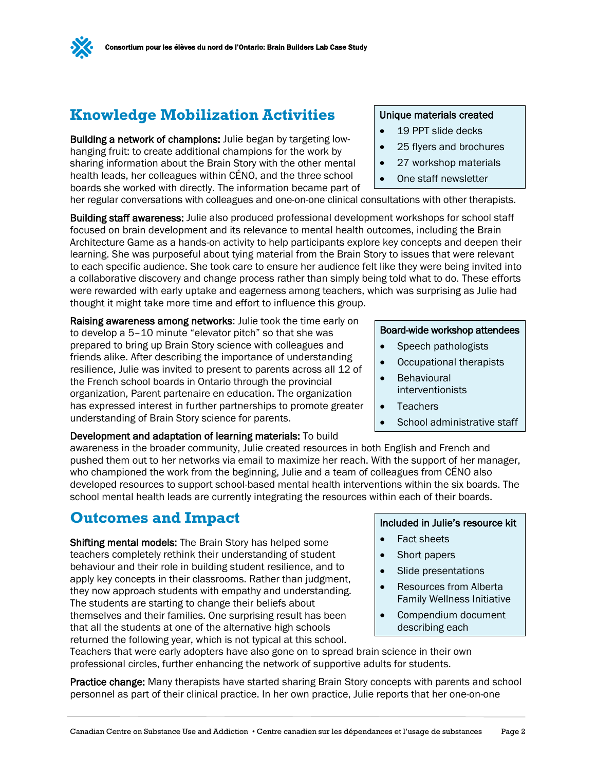## Knowledge Mobilization Activities

**Building a network of champions:** Julie began by targeting low-hanging fruit: to create additional champions for the work by sharing information about the Brain Story with the other mental health leads, her colleagues within CÉNO, and the three school boards she worked with directly. The information became part of her regular conversations with colleagues and one-on-one clinical consultations with other therapists.

> **Unique materials created**
> - 19 PPT slide decks
> - 25 flyers and brochures
> - 27 workshop materials
> - One staff newsletter

**Building staff awareness:** Julie also produced professional development workshops for school staff focused on brain development and its relevance to mental health outcomes, including the Brain Architecture Game as a hands-on activity to help participants explore key concepts and deepen their learning. She was purposeful about tying material from the Brain Story to issues that were relevant to each specific audience. She took care to ensure her audience felt like they were being invited into a collaborative discovery and change process rather than simply being told what to do. These efforts were rewarded with early uptake and eagerness among teachers, which was surprising as Julie had thought it might take more time and effort to influence this group.

**Raising awareness among networks**: Julie took the time early on to develop a 5–10 minute "elevator pitch" so that she was prepared to bring up Brain Story science with colleagues and friends alike. After describing the importance of understanding resilience, Julie was invited to present to parents across all 12 of the French school boards in Ontario through the provincial organization, Parent partenaire en education. The organization has expressed interest in further partnerships to promote greater understanding of Brain Story science for parents.

> **Board-wide workshop attendees**
> - Speech pathologists
> - Occupational therapists
> - Behavioural interventionists
> - Teachers
> - School administrative staff

**Development and adaptation of learning materials:** To build awareness in the broader community, Julie created resources in both English and French and pushed them out to her networks via email to maximize her reach. With the support of her manager, who championed the work from the beginning, Julie and a team of colleagues from CÉNO also developed resources to support school-based mental health interventions within the six boards. The school mental health leads are currently integrating the resources within each of their boards.

## Outcomes and Impact

**Shifting mental models:** The Brain Story has helped some teachers completely rethink their understanding of student behaviour and their role in building student resilience, and to apply key concepts in their classrooms. Rather than judgment, they now approach students with empathy and understanding. The students are starting to change their beliefs about themselves and their families. One surprising result has been that all the students at one of the alternative high schools returned the following year, which is not typical at this school. Teachers that were early adopters have also gone on to spread brain science in their own professional circles, further enhancing the network of supportive adults for students.

> **Included in Julie's resource kit**
> - Fact sheets
> - Short papers
> - Slide presentations
> - Resources from Alberta Family Wellness Initiative
> - Compendium document describing each

**Practice change:** Many therapists have started sharing Brain Story concepts with parents and school personnel as part of their clinical practice. In her own practice, Julie reports that her one-on-one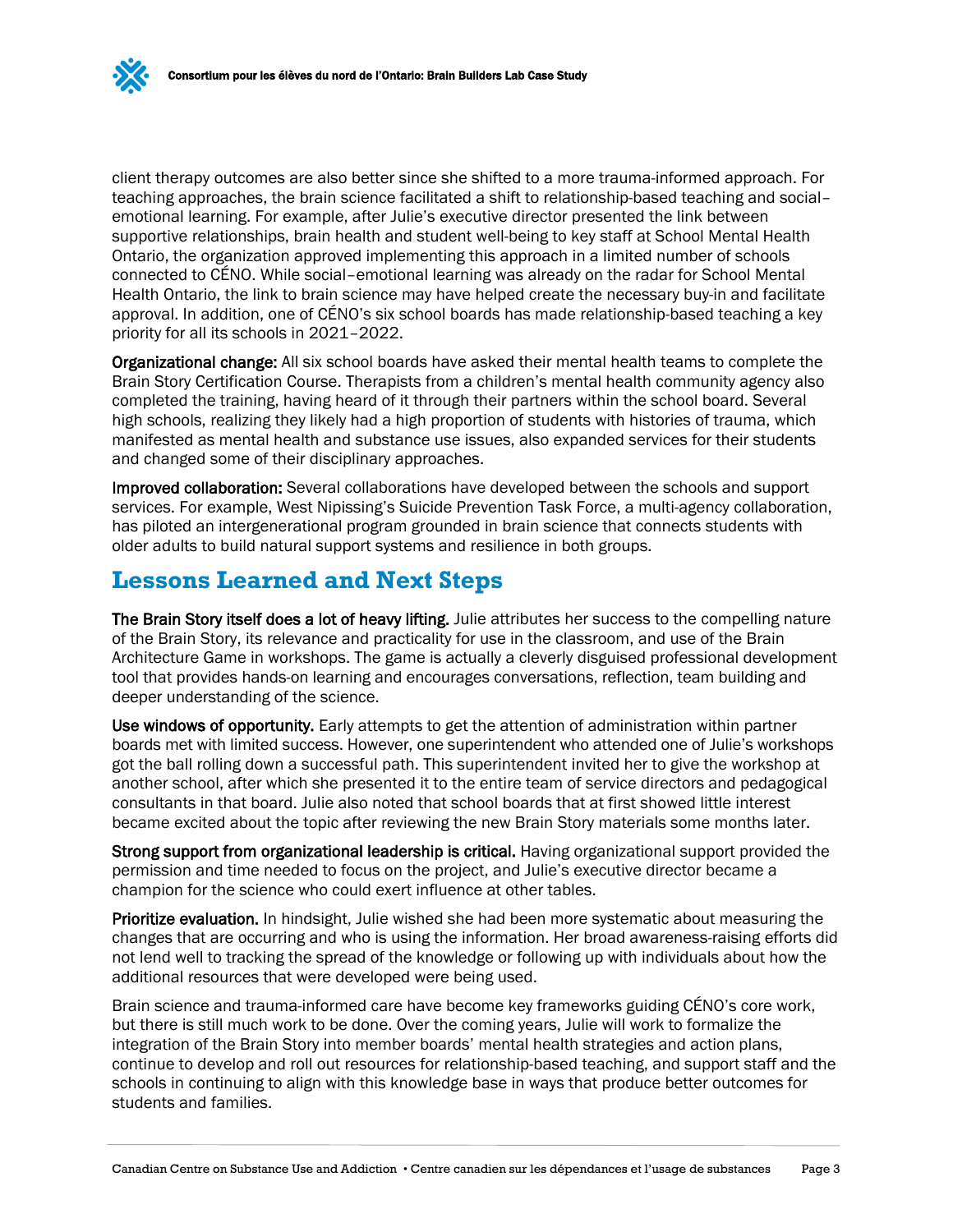client therapy outcomes are also better since she shifted to a more trauma-informed approach. For teaching approaches, the brain science facilitated a shift to relationship-based teaching and social–emotional learning. For example, after Julie's executive director presented the link between supportive relationships, brain health and student well-being to key staff at School Mental Health Ontario, the organization approved implementing this approach in a limited number of schools connected to CÉNO. While social–emotional learning was already on the radar for School Mental Health Ontario, the link to brain science may have helped create the necessary buy-in and facilitate approval. In addition, one of CÉNO's six school boards has made relationship-based teaching a key priority for all its schools in 2021–2022.

**Organizational change:** All six school boards have asked their mental health teams to complete the Brain Story Certification Course. Therapists from a children's mental health community agency also completed the training, having heard of it through their partners within the school board. Several high schools, realizing they likely had a high proportion of students with histories of trauma, which manifested as mental health and substance use issues, also expanded services for their students and changed some of their disciplinary approaches.

**Improved collaboration:** Several collaborations have developed between the schools and support services. For example, West Nipissing's Suicide Prevention Task Force, a multi-agency collaboration, has piloted an intergenerational program grounded in brain science that connects students with older adults to build natural support systems and resilience in both groups.

## Lessons Learned and Next Steps

**The Brain Story itself does a lot of heavy lifting.** Julie attributes her success to the compelling nature of the Brain Story, its relevance and practicality for use in the classroom, and use of the Brain Architecture Game in workshops. The game is actually a cleverly disguised professional development tool that provides hands-on learning and encourages conversations, reflection, team building and deeper understanding of the science.

**Use windows of opportunity.** Early attempts to get the attention of administration within partner boards met with limited success. However, one superintendent who attended one of Julie's workshops got the ball rolling down a successful path. This superintendent invited her to give the workshop at another school, after which she presented it to the entire team of service directors and pedagogical consultants in that board. Julie also noted that school boards that at first showed little interest became excited about the topic after reviewing the new Brain Story materials some months later.

**Strong support from organizational leadership is critical.** Having organizational support provided the permission and time needed to focus on the project, and Julie's executive director became a champion for the science who could exert influence at other tables.

**Prioritize evaluation.** In hindsight, Julie wished she had been more systematic about measuring the changes that are occurring and who is using the information. Her broad awareness-raising efforts did not lend well to tracking the spread of the knowledge or following up with individuals about how the additional resources that were developed were being used.

Brain science and trauma-informed care have become key frameworks guiding CÉNO's core work, but there is still much work to be done. Over the coming years, Julie will work to formalize the integration of the Brain Story into member boards' mental health strategies and action plans, continue to develop and roll out resources for relationship-based teaching, and support staff and the schools in continuing to align with this knowledge base in ways that produce better outcomes for students and families.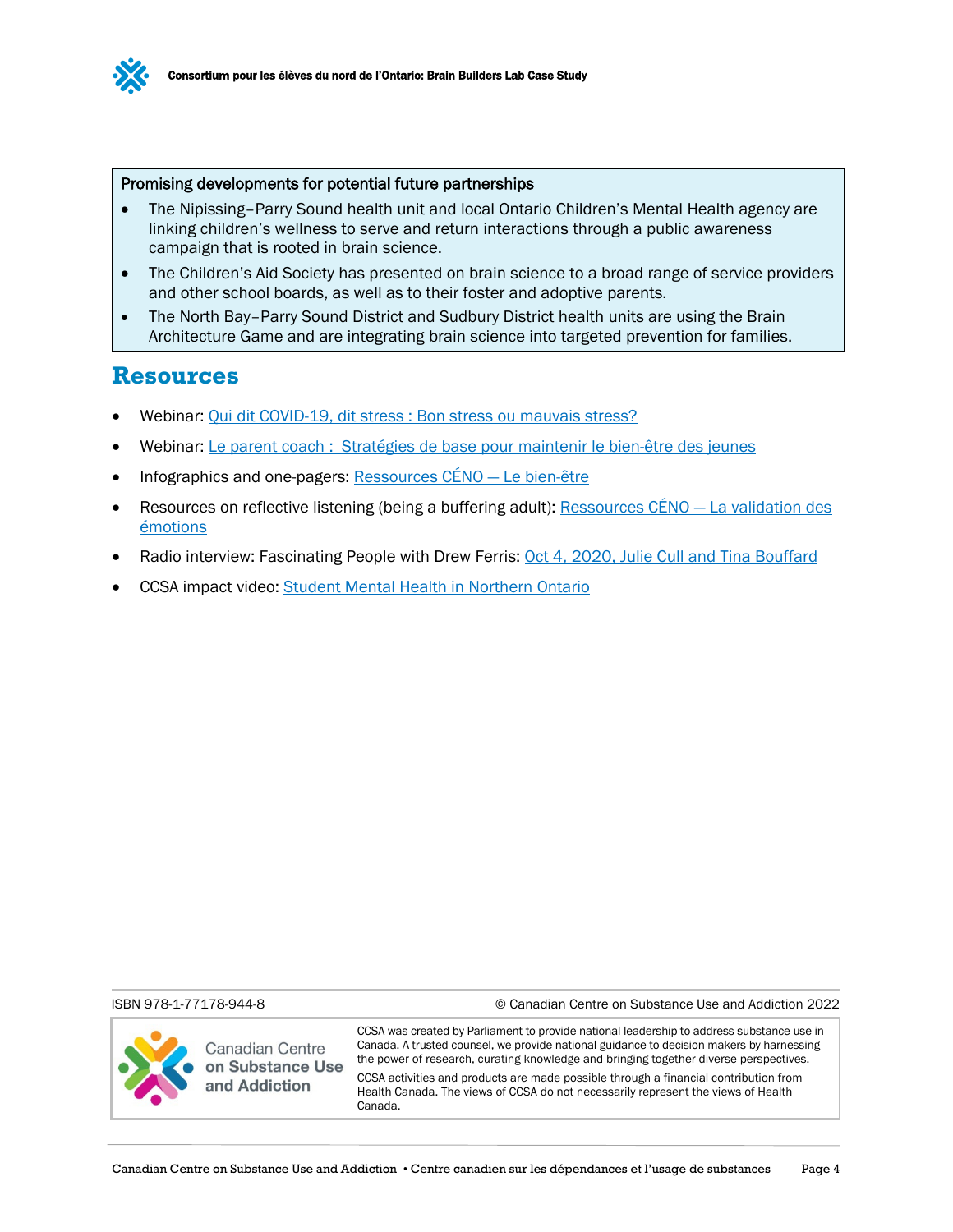**Promising developments for potential future partnerships**

- The Nipissing–Parry Sound health unit and local Ontario Children's Mental Health agency are linking children's wellness to serve and return interactions through a public awareness campaign that is rooted in brain science.
- The Children's Aid Society has presented on brain science to a broad range of service providers and other school boards, as well as to their foster and adoptive parents.
- The North Bay–Parry Sound District and Sudbury District health units are using the Brain Architecture Game and are integrating brain science into targeted prevention for families.

## Resources

- Webinar: Qui dit COVID-19, dit stress : Bon stress ou mauvais stress?
- Webinar: Le parent coach : Stratégies de base pour maintenir le bien-être des jeunes
- Infographics and one-pagers: Ressources CÉNO — Le bien-être
- Resources on reflective listening (being a buffering adult): Ressources CÉNO — La validation des émotions
- Radio interview: Fascinating People with Drew Ferris: Oct 4, 2020, Julie Cull and Tina Bouffard
- CCSA impact video: Student Mental Health in Northern Ontario

ISBN 978-1-77178-944-8

© Canadian Centre on Substance Use and Addiction 2022

Canadian Centre on Substance Use and Addiction

CCSA was created by Parliament to provide national leadership to address substance use in Canada. A trusted counsel, we provide national guidance to decision makers by harnessing the power of research, curating knowledge and bringing together diverse perspectives.

CCSA activities and products are made possible through a financial contribution from Health Canada. The views of CCSA do not necessarily represent the views of Health Canada.